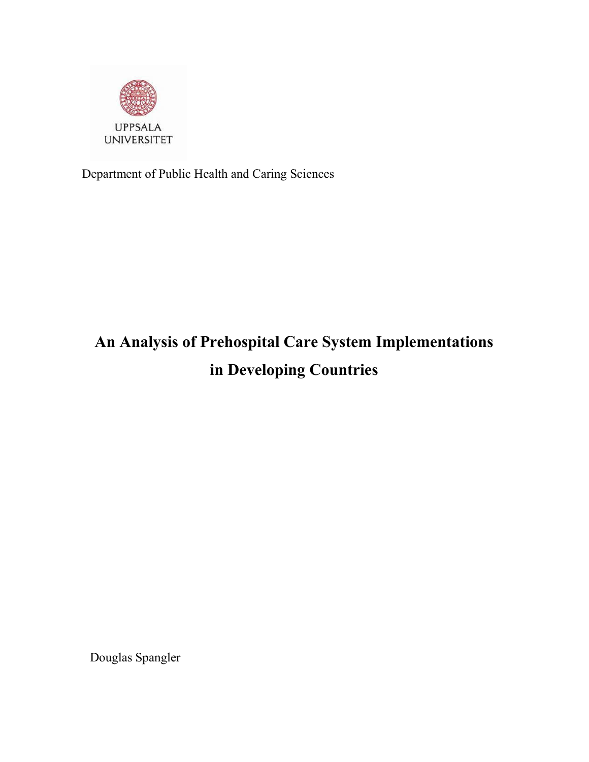UPPSALA UNIVERSITET

Department of Public Health and Caring Sciences

# An Analysis of Prehospital Care System Implementations in Developing Countries

Douglas Spangler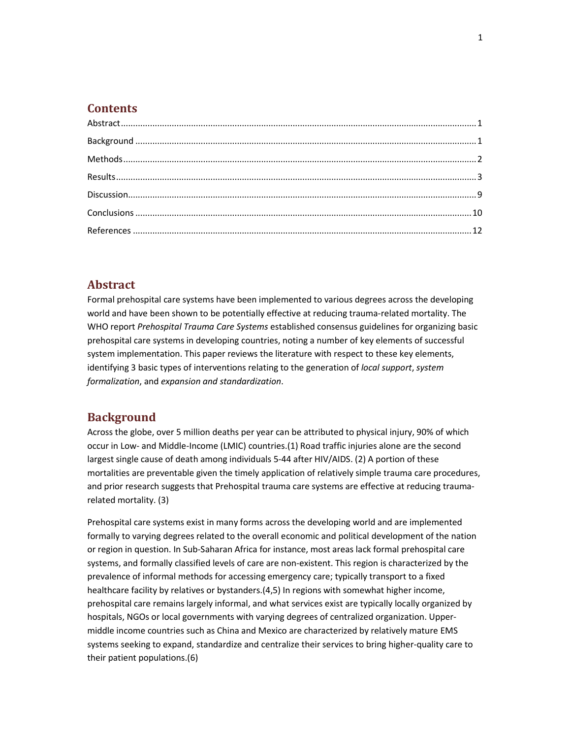## Contents

Abstract ........................................................................................................................................ 1
Background ................................................................................................................................... 1
Methods ......................................................................................................................................... 2
Results ........................................................................................................................................... 3
Discussion ..................................................................................................................................... 9
Conclusions ................................................................................................................................. 10
References ................................................................................................................................... 12

## Abstract

Formal prehospital care systems have been implemented to various degrees across the developing world and have been shown to be potentially effective at reducing trauma-related mortality. The WHO report *Prehospital Trauma Care Systems* established consensus guidelines for organizing basic prehospital care systems in developing countries, noting a number of key elements of successful system implementation. This paper reviews the literature with respect to these key elements, identifying 3 basic types of interventions relating to the generation of *local support*, *system formalization*, and *expansion and standardization*.

## Background

Across the globe, over 5 million deaths per year can be attributed to physical injury, 90% of which occur in Low- and Middle-Income (LMIC) countries.(1) Road traffic injuries alone are the second largest single cause of death among individuals 5-44 after HIV/AIDS. (2) A portion of these mortalities are preventable given the timely application of relatively simple trauma care procedures, and prior research suggests that Prehospital trauma care systems are effective at reducing trauma-related mortality. (3)

Prehospital care systems exist in many forms across the developing world and are implemented formally to varying degrees related to the overall economic and political development of the nation or region in question. In Sub-Saharan Africa for instance, most areas lack formal prehospital care systems, and formally classified levels of care are non-existent. This region is characterized by the prevalence of informal methods for accessing emergency care; typically transport to a fixed healthcare facility by relatives or bystanders.(4,5) In regions with somewhat higher income, prehospital care remains largely informal, and what services exist are typically locally organized by hospitals, NGOs or local governments with varying degrees of centralized organization. Upper-middle income countries such as China and Mexico are characterized by relatively mature EMS systems seeking to expand, standardize and centralize their services to bring higher-quality care to their patient populations.(6)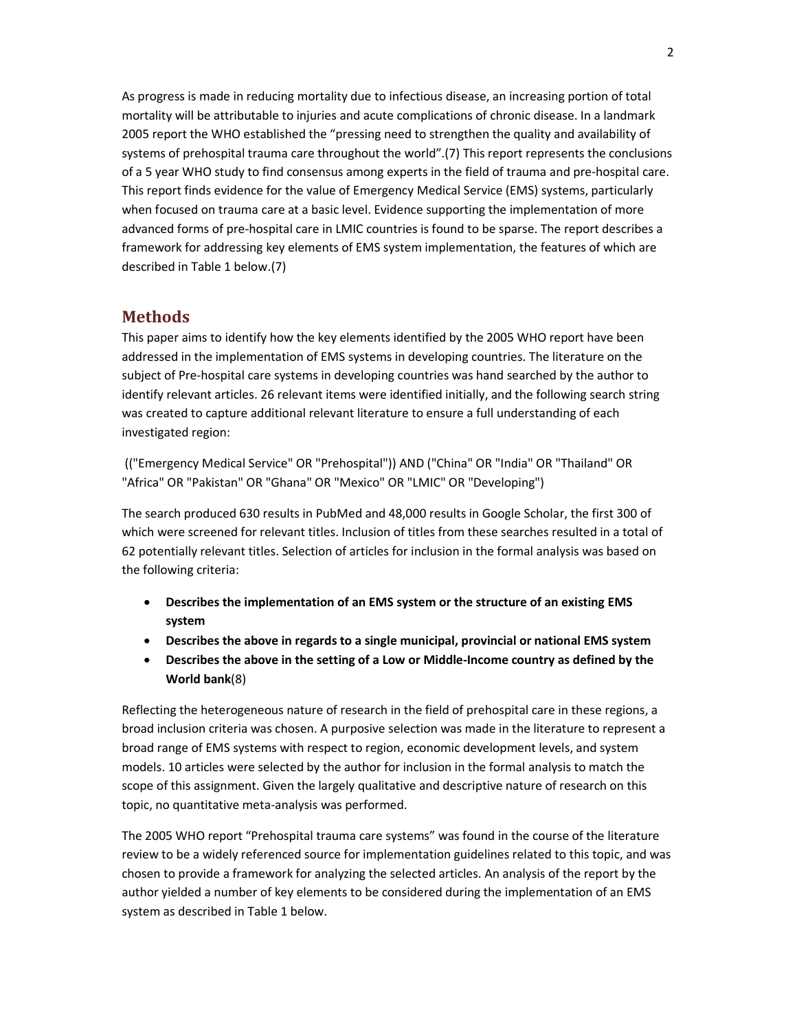As progress is made in reducing mortality due to infectious disease, an increasing portion of total mortality will be attributable to injuries and acute complications of chronic disease. In a landmark 2005 report the WHO established the "pressing need to strengthen the quality and availability of systems of prehospital trauma care throughout the world".(7) This report represents the conclusions of a 5 year WHO study to find consensus among experts in the field of trauma and pre-hospital care. This report finds evidence for the value of Emergency Medical Service (EMS) systems, particularly when focused on trauma care at a basic level. Evidence supporting the implementation of more advanced forms of pre-hospital care in LMIC countries is found to be sparse. The report describes a framework for addressing key elements of EMS system implementation, the features of which are described in Table 1 below.(7)

## Methods

This paper aims to identify how the key elements identified by the 2005 WHO report have been addressed in the implementation of EMS systems in developing countries. The literature on the subject of Pre-hospital care systems in developing countries was hand searched by the author to identify relevant articles. 26 relevant items were identified initially, and the following search string was created to capture additional relevant literature to ensure a full understanding of each investigated region:

(("Emergency Medical Service" OR "Prehospital")) AND ("China" OR "India" OR "Thailand" OR "Africa" OR "Pakistan" OR "Ghana" OR "Mexico" OR "LMIC" OR "Developing")

The search produced 630 results in PubMed and 48,000 results in Google Scholar, the first 300 of which were screened for relevant titles. Inclusion of titles from these searches resulted in a total of 62 potentially relevant titles. Selection of articles for inclusion in the formal analysis was based on the following criteria:

- **Describes the implementation of an EMS system or the structure of an existing EMS system**
- **Describes the above in regards to a single municipal, provincial or national EMS system**
- **Describes the above in the setting of a Low or Middle-Income country as defined by the World bank**(8)

Reflecting the heterogeneous nature of research in the field of prehospital care in these regions, a broad inclusion criteria was chosen. A purposive selection was made in the literature to represent a broad range of EMS systems with respect to region, economic development levels, and system models. 10 articles were selected by the author for inclusion in the formal analysis to match the scope of this assignment. Given the largely qualitative and descriptive nature of research on this topic, no quantitative meta-analysis was performed.

The 2005 WHO report "Prehospital trauma care systems" was found in the course of the literature review to be a widely referenced source for implementation guidelines related to this topic, and was chosen to provide a framework for analyzing the selected articles. An analysis of the report by the author yielded a number of key elements to be considered during the implementation of an EMS system as described in Table 1 below.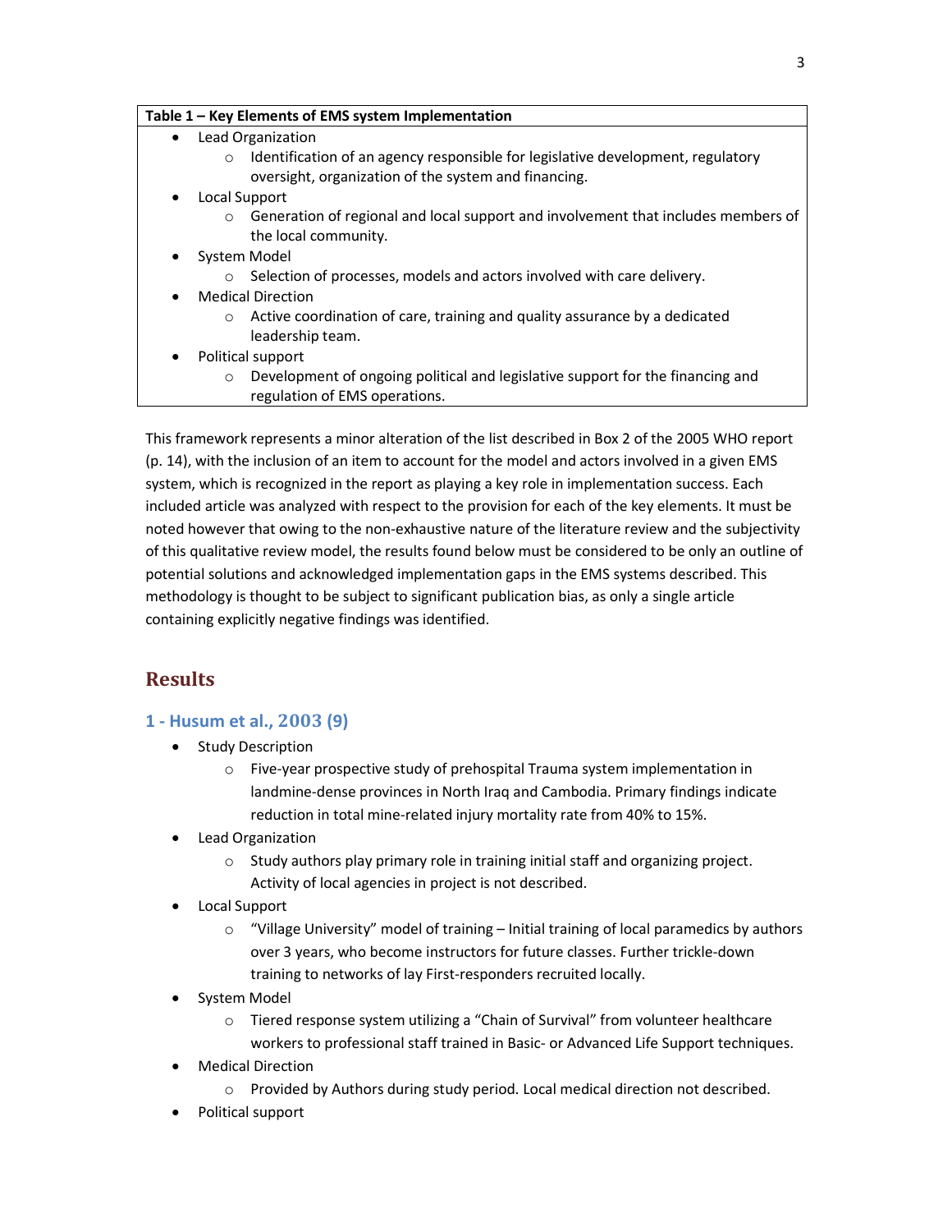**Table 1 – Key Elements of EMS system Implementation**

- Lead Organization
  - Identification of an agency responsible for legislative development, regulatory oversight, organization of the system and financing.
- Local Support
  - Generation of regional and local support and involvement that includes members of the local community.
- System Model
  - Selection of processes, models and actors involved with care delivery.
- Medical Direction
  - Active coordination of care, training and quality assurance by a dedicated leadership team.
- Political support
  - Development of ongoing political and legislative support for the financing and regulation of EMS operations.

This framework represents a minor alteration of the list described in Box 2 of the 2005 WHO report (p. 14), with the inclusion of an item to account for the model and actors involved in a given EMS system, which is recognized in the report as playing a key role in implementation success. Each included article was analyzed with respect to the provision for each of the key elements. It must be noted however that owing to the non-exhaustive nature of the literature review and the subjectivity of this qualitative review model, the results found below must be considered to be only an outline of potential solutions and acknowledged implementation gaps in the EMS systems described. This methodology is thought to be subject to significant publication bias, as only a single article containing explicitly negative findings was identified.

## Results

### 1 - Husum et al., 2003 (9)

- Study Description
  - Five-year prospective study of prehospital Trauma system implementation in landmine-dense provinces in North Iraq and Cambodia. Primary findings indicate reduction in total mine-related injury mortality rate from 40% to 15%.
- Lead Organization
  - Study authors play primary role in training initial staff and organizing project. Activity of local agencies in project is not described.
- Local Support
  - "Village University" model of training – Initial training of local paramedics by authors over 3 years, who become instructors for future classes. Further trickle-down training to networks of lay First-responders recruited locally.
- System Model
  - Tiered response system utilizing a "Chain of Survival" from volunteer healthcare workers to professional staff trained in Basic- or Advanced Life Support techniques.
- Medical Direction
  - Provided by Authors during study period. Local medical direction not described.
- Political support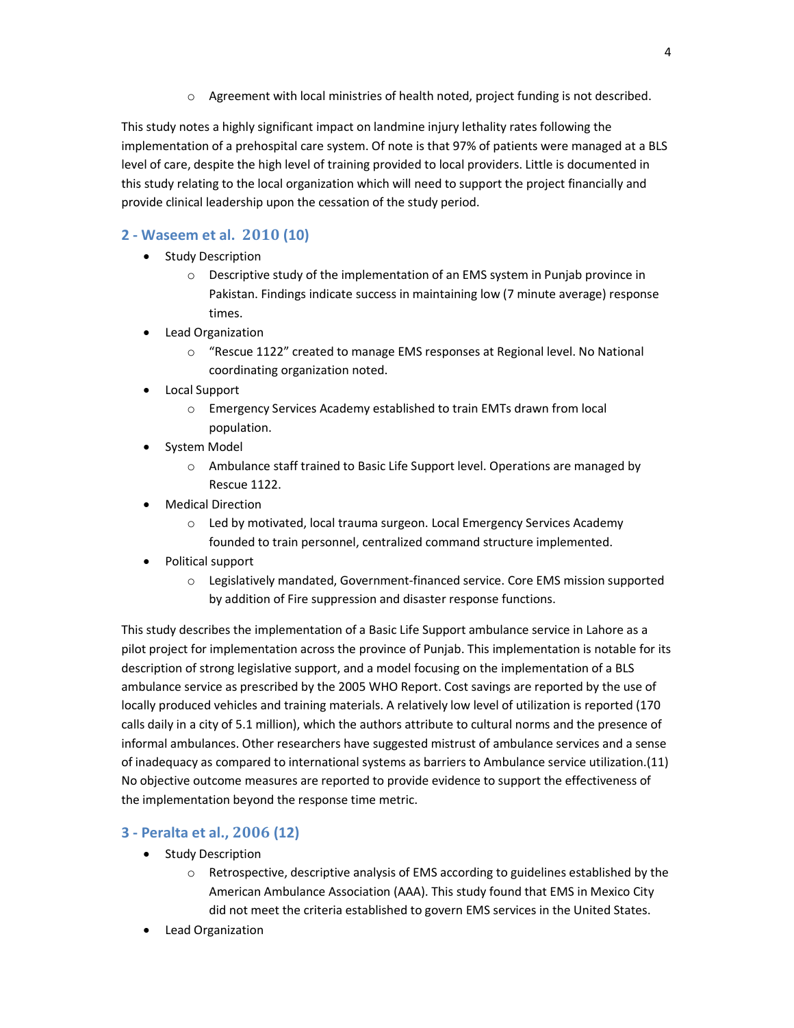- Agreement with local ministries of health noted, project funding is not described.

This study notes a highly significant impact on landmine injury lethality rates following the implementation of a prehospital care system. Of note is that 97% of patients were managed at a BLS level of care, despite the high level of training provided to local providers. Little is documented in this study relating to the local organization which will need to support the project financially and provide clinical leadership upon the cessation of the study period.

### 2 - Waseem et al. 2010 (10)

- Study Description
  - Descriptive study of the implementation of an EMS system in Punjab province in Pakistan. Findings indicate success in maintaining low (7 minute average) response times.
- Lead Organization
  - "Rescue 1122" created to manage EMS responses at Regional level. No National coordinating organization noted.
- Local Support
  - Emergency Services Academy established to train EMTs drawn from local population.
- System Model
  - Ambulance staff trained to Basic Life Support level. Operations are managed by Rescue 1122.
- Medical Direction
  - Led by motivated, local trauma surgeon. Local Emergency Services Academy founded to train personnel, centralized command structure implemented.
- Political support
  - Legislatively mandated, Government-financed service. Core EMS mission supported by addition of Fire suppression and disaster response functions.

This study describes the implementation of a Basic Life Support ambulance service in Lahore as a pilot project for implementation across the province of Punjab. This implementation is notable for its description of strong legislative support, and a model focusing on the implementation of a BLS ambulance service as prescribed by the 2005 WHO Report. Cost savings are reported by the use of locally produced vehicles and training materials. A relatively low level of utilization is reported (170 calls daily in a city of 5.1 million), which the authors attribute to cultural norms and the presence of informal ambulances. Other researchers have suggested mistrust of ambulance services and a sense of inadequacy as compared to international systems as barriers to Ambulance service utilization.(11) No objective outcome measures are reported to provide evidence to support the effectiveness of the implementation beyond the response time metric.

### 3 - Peralta et al., 2006 (12)

- Study Description
  - Retrospective, descriptive analysis of EMS according to guidelines established by the American Ambulance Association (AAA). This study found that EMS in Mexico City did not meet the criteria established to govern EMS services in the United States.
- Lead Organization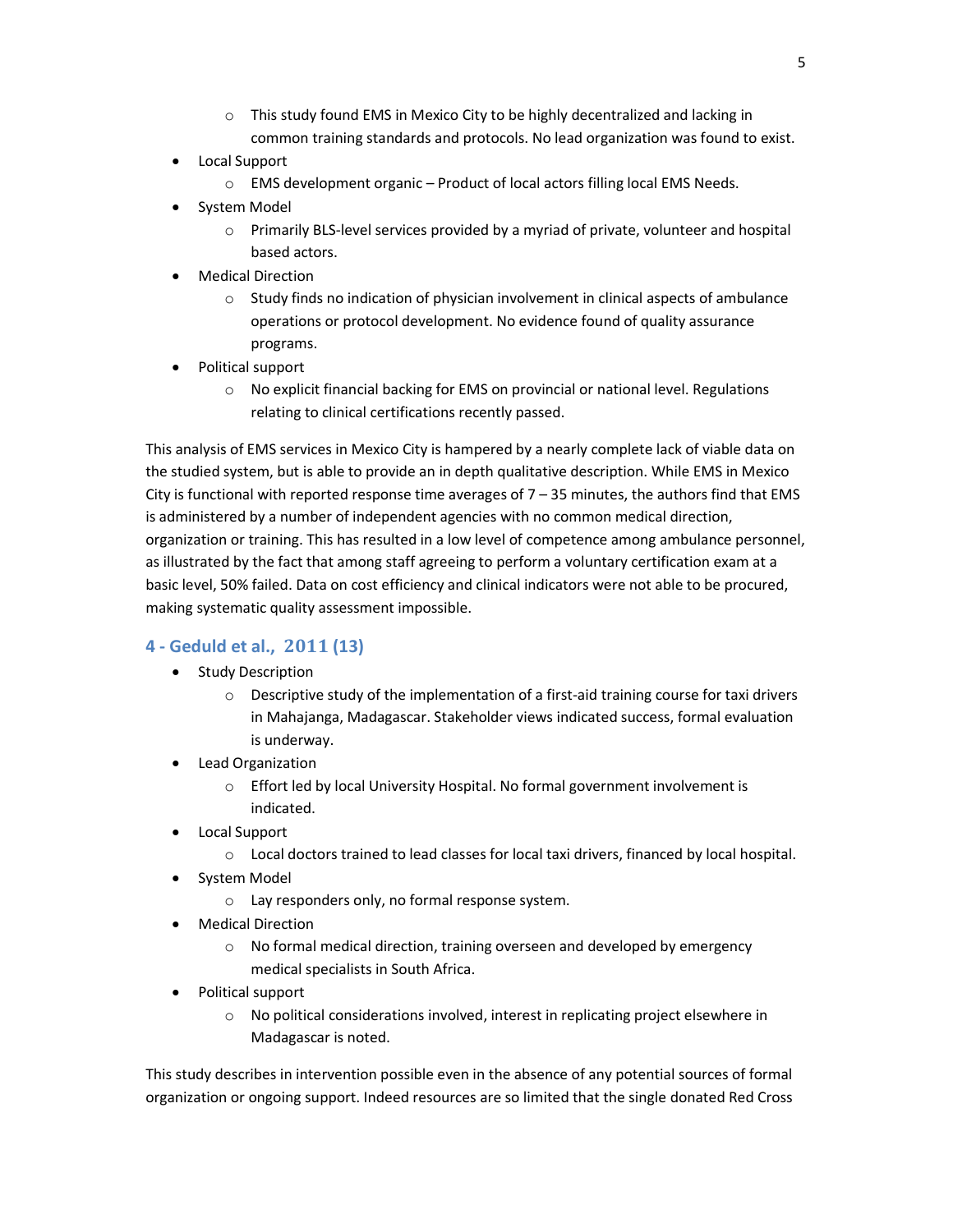- This study found EMS in Mexico City to be highly decentralized and lacking in common training standards and protocols. No lead organization was found to exist.
- Local Support
    - EMS development organic – Product of local actors filling local EMS Needs.
- System Model
    - Primarily BLS-level services provided by a myriad of private, volunteer and hospital based actors.
- Medical Direction
    - Study finds no indication of physician involvement in clinical aspects of ambulance operations or protocol development. No evidence found of quality assurance programs.
- Political support
    - No explicit financial backing for EMS on provincial or national level. Regulations relating to clinical certifications recently passed.

This analysis of EMS services in Mexico City is hampered by a nearly complete lack of viable data on the studied system, but is able to provide an in depth qualitative description. While EMS in Mexico City is functional with reported response time averages of 7 – 35 minutes, the authors find that EMS is administered by a number of independent agencies with no common medical direction, organization or training. This has resulted in a low level of competence among ambulance personnel, as illustrated by the fact that among staff agreeing to perform a voluntary certification exam at a basic level, 50% failed. Data on cost efficiency and clinical indicators were not able to be procured, making systematic quality assessment impossible.

### 4 - Geduld et al., 2011 (13)

- Study Description
    - Descriptive study of the implementation of a first-aid training course for taxi drivers in Mahajanga, Madagascar. Stakeholder views indicated success, formal evaluation is underway.
- Lead Organization
    - Effort led by local University Hospital. No formal government involvement is indicated.
- Local Support
    - Local doctors trained to lead classes for local taxi drivers, financed by local hospital.
- System Model
    - Lay responders only, no formal response system.
- Medical Direction
    - No formal medical direction, training overseen and developed by emergency medical specialists in South Africa.
- Political support
    - No political considerations involved, interest in replicating project elsewhere in Madagascar is noted.

This study describes in intervention possible even in the absence of any potential sources of formal organization or ongoing support. Indeed resources are so limited that the single donated Red Cross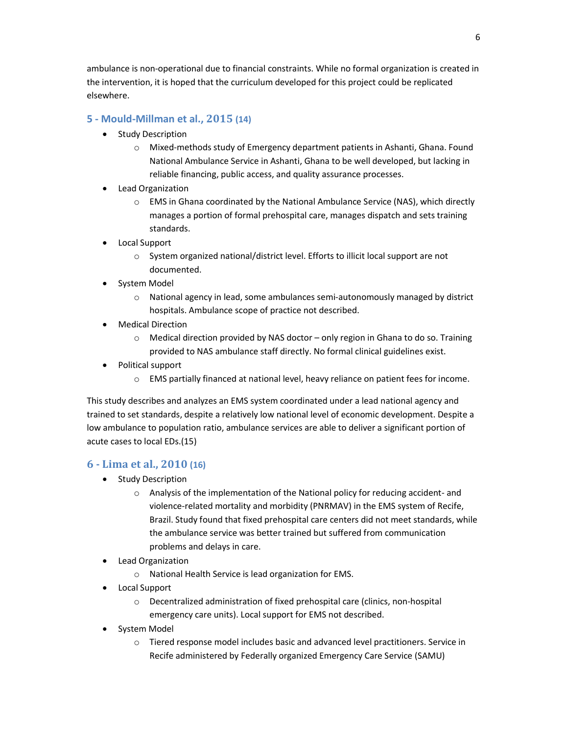ambulance is non-operational due to financial constraints. While no formal organization is created in the intervention, it is hoped that the curriculum developed for this project could be replicated elsewhere.

### 5 - Mould-Millman et al., 2015 (14)

- Study Description
  - Mixed-methods study of Emergency department patients in Ashanti, Ghana. Found National Ambulance Service in Ashanti, Ghana to be well developed, but lacking in reliable financing, public access, and quality assurance processes.
- Lead Organization
  - EMS in Ghana coordinated by the National Ambulance Service (NAS), which directly manages a portion of formal prehospital care, manages dispatch and sets training standards.
- Local Support
  - System organized national/district level. Efforts to illicit local support are not documented.
- System Model
  - National agency in lead, some ambulances semi-autonomously managed by district hospitals. Ambulance scope of practice not described.
- Medical Direction
  - Medical direction provided by NAS doctor – only region in Ghana to do so. Training provided to NAS ambulance staff directly. No formal clinical guidelines exist.
- Political support
  - EMS partially financed at national level, heavy reliance on patient fees for income.

This study describes and analyzes an EMS system coordinated under a lead national agency and trained to set standards, despite a relatively low national level of economic development. Despite a low ambulance to population ratio, ambulance services are able to deliver a significant portion of acute cases to local EDs.(15)

### 6 - Lima et al., 2010 (16)

- Study Description
  - Analysis of the implementation of the National policy for reducing accident- and violence-related mortality and morbidity (PNRMAV) in the EMS system of Recife, Brazil. Study found that fixed prehospital care centers did not meet standards, while the ambulance service was better trained but suffered from communication problems and delays in care.
- Lead Organization
  - National Health Service is lead organization for EMS.
- Local Support
  - Decentralized administration of fixed prehospital care (clinics, non-hospital emergency care units). Local support for EMS not described.
- System Model
  - Tiered response model includes basic and advanced level practitioners. Service in Recife administered by Federally organized Emergency Care Service (SAMU)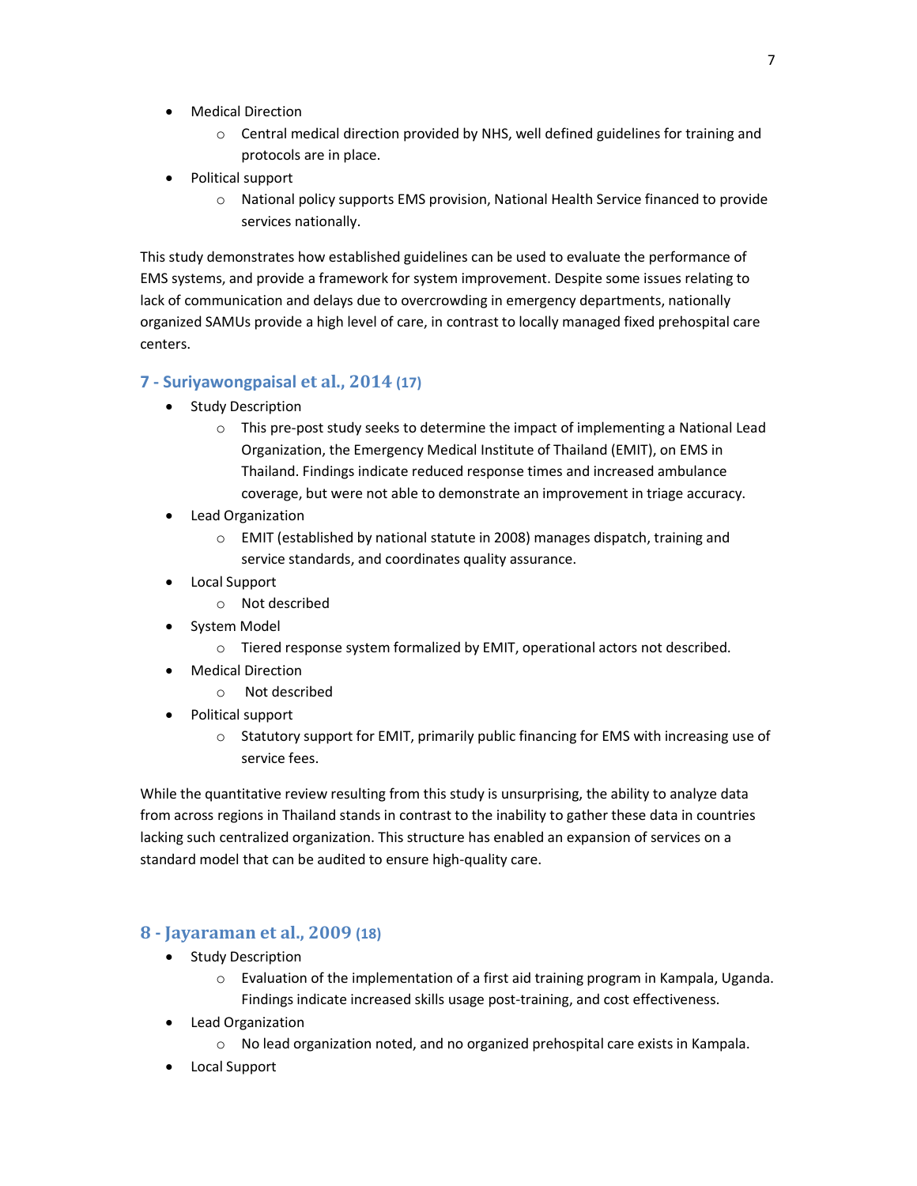- Medical Direction
  - Central medical direction provided by NHS, well defined guidelines for training and protocols are in place.
- Political support
  - National policy supports EMS provision, National Health Service financed to provide services nationally.

This study demonstrates how established guidelines can be used to evaluate the performance of EMS systems, and provide a framework for system improvement. Despite some issues relating to lack of communication and delays due to overcrowding in emergency departments, nationally organized SAMUs provide a high level of care, in contrast to locally managed fixed prehospital care centers.

### 7 - Suriyawongpaisal et al., 2014 (17)

- Study Description
  - This pre-post study seeks to determine the impact of implementing a National Lead Organization, the Emergency Medical Institute of Thailand (EMIT), on EMS in Thailand. Findings indicate reduced response times and increased ambulance coverage, but were not able to demonstrate an improvement in triage accuracy.
- Lead Organization
  - EMIT (established by national statute in 2008) manages dispatch, training and service standards, and coordinates quality assurance.
- Local Support
  - Not described
- System Model
  - Tiered response system formalized by EMIT, operational actors not described.
- Medical Direction
  - Not described
- Political support
  - Statutory support for EMIT, primarily public financing for EMS with increasing use of service fees.

While the quantitative review resulting from this study is unsurprising, the ability to analyze data from across regions in Thailand stands in contrast to the inability to gather these data in countries lacking such centralized organization. This structure has enabled an expansion of services on a standard model that can be audited to ensure high-quality care.

### 8 - Jayaraman et al., 2009 (18)

- Study Description
  - Evaluation of the implementation of a first aid training program in Kampala, Uganda. Findings indicate increased skills usage post-training, and cost effectiveness.
- Lead Organization
  - No lead organization noted, and no organized prehospital care exists in Kampala.
- Local Support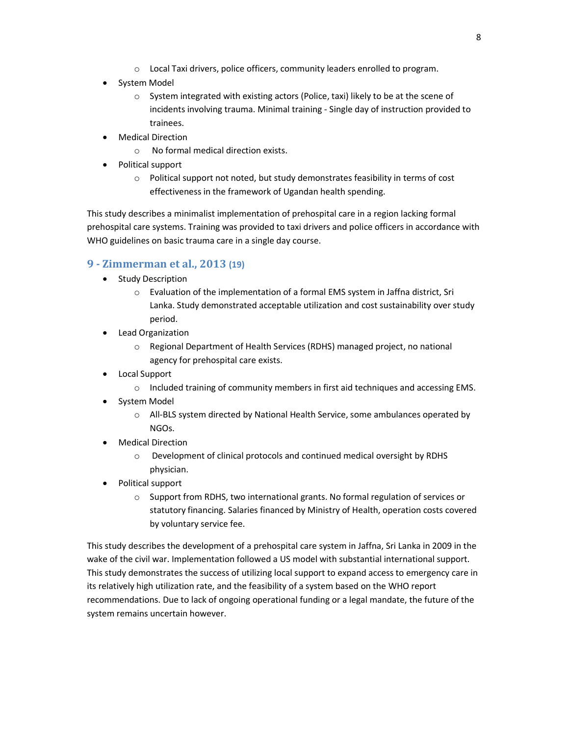- Local Taxi drivers, police officers, community leaders enrolled to program.
- System Model
    - System integrated with existing actors (Police, taxi) likely to be at the scene of incidents involving trauma. Minimal training - Single day of instruction provided to trainees.
- Medical Direction
    - No formal medical direction exists.
- Political support
    - Political support not noted, but study demonstrates feasibility in terms of cost effectiveness in the framework of Ugandan health spending.

This study describes a minimalist implementation of prehospital care in a region lacking formal prehospital care systems. Training was provided to taxi drivers and police officers in accordance with WHO guidelines on basic trauma care in a single day course.

### 9 - Zimmerman et al., 2013 (19)

- Study Description
    - Evaluation of the implementation of a formal EMS system in Jaffna district, Sri Lanka. Study demonstrated acceptable utilization and cost sustainability over study period.
- Lead Organization
    - Regional Department of Health Services (RDHS) managed project, no national agency for prehospital care exists.
- Local Support
    - Included training of community members in first aid techniques and accessing EMS.
- System Model
    - All-BLS system directed by National Health Service, some ambulances operated by NGOs.
- Medical Direction
    - Development of clinical protocols and continued medical oversight by RDHS physician.
- Political support
    - Support from RDHS, two international grants. No formal regulation of services or statutory financing. Salaries financed by Ministry of Health, operation costs covered by voluntary service fee.

This study describes the development of a prehospital care system in Jaffna, Sri Lanka in 2009 in the wake of the civil war. Implementation followed a US model with substantial international support. This study demonstrates the success of utilizing local support to expand access to emergency care in its relatively high utilization rate, and the feasibility of a system based on the WHO report recommendations. Due to lack of ongoing operational funding or a legal mandate, the future of the system remains uncertain however.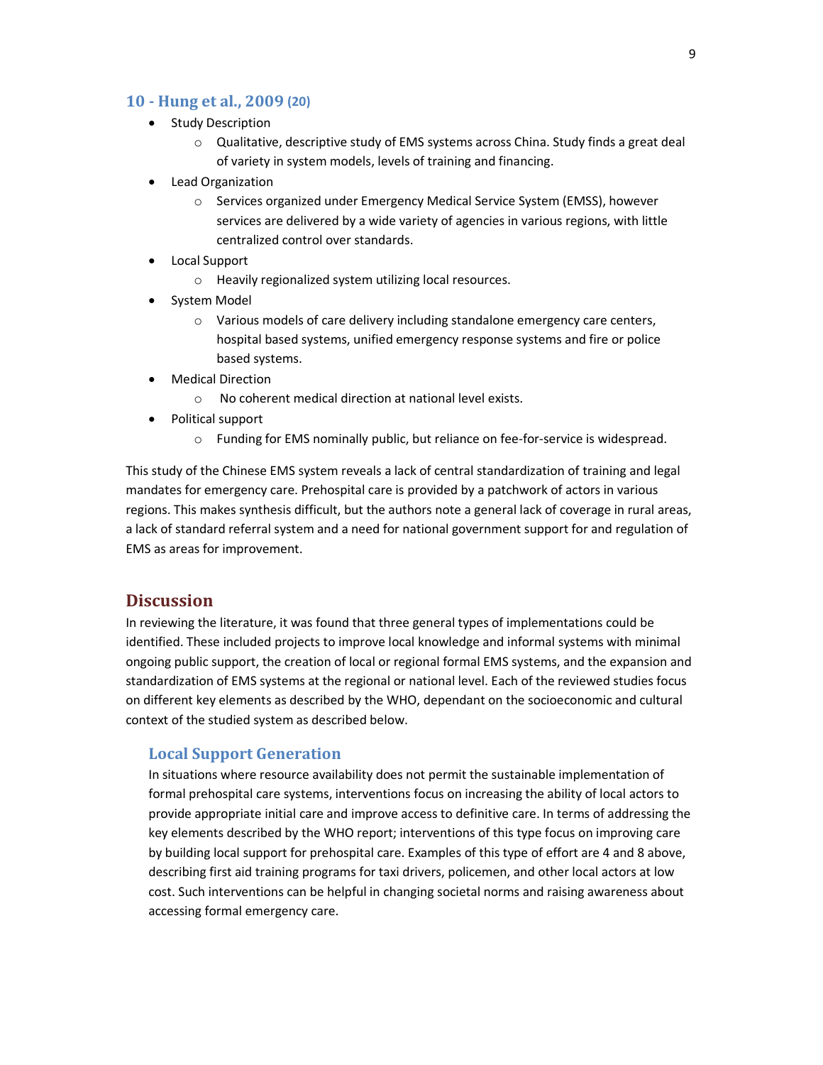### 10 - Hung et al., 2009 (20)

- Study Description
  - Qualitative, descriptive study of EMS systems across China. Study finds a great deal of variety in system models, levels of training and financing.
- Lead Organization
  - Services organized under Emergency Medical Service System (EMSS), however services are delivered by a wide variety of agencies in various regions, with little centralized control over standards.
- Local Support
  - Heavily regionalized system utilizing local resources.
- System Model
  - Various models of care delivery including standalone emergency care centers, hospital based systems, unified emergency response systems and fire or police based systems.
- Medical Direction
  - No coherent medical direction at national level exists.
- Political support
  - Funding for EMS nominally public, but reliance on fee-for-service is widespread.

This study of the Chinese EMS system reveals a lack of central standardization of training and legal mandates for emergency care. Prehospital care is provided by a patchwork of actors in various regions. This makes synthesis difficult, but the authors note a general lack of coverage in rural areas, a lack of standard referral system and a need for national government support for and regulation of EMS as areas for improvement.

## Discussion

In reviewing the literature, it was found that three general types of implementations could be identified. These included projects to improve local knowledge and informal systems with minimal ongoing public support, the creation of local or regional formal EMS systems, and the expansion and standardization of EMS systems at the regional or national level. Each of the reviewed studies focus on different key elements as described by the WHO, dependant on the socioeconomic and cultural context of the studied system as described below.

### Local Support Generation

In situations where resource availability does not permit the sustainable implementation of formal prehospital care systems, interventions focus on increasing the ability of local actors to provide appropriate initial care and improve access to definitive care. In terms of addressing the key elements described by the WHO report; interventions of this type focus on improving care by building local support for prehospital care. Examples of this type of effort are 4 and 8 above, describing first aid training programs for taxi drivers, policemen, and other local actors at low cost. Such interventions can be helpful in changing societal norms and raising awareness about accessing formal emergency care.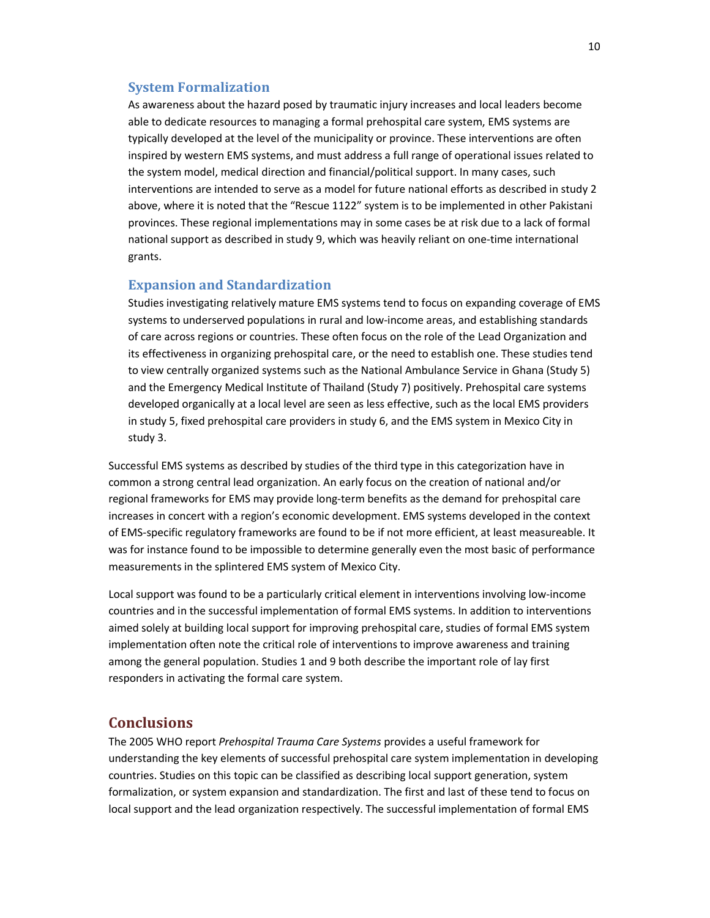### System Formalization

As awareness about the hazard posed by traumatic injury increases and local leaders become able to dedicate resources to managing a formal prehospital care system, EMS systems are typically developed at the level of the municipality or province. These interventions are often inspired by western EMS systems, and must address a full range of operational issues related to the system model, medical direction and financial/political support. In many cases, such interventions are intended to serve as a model for future national efforts as described in study 2 above, where it is noted that the "Rescue 1122" system is to be implemented in other Pakistani provinces. These regional implementations may in some cases be at risk due to a lack of formal national support as described in study 9, which was heavily reliant on one-time international grants.

### Expansion and Standardization

Studies investigating relatively mature EMS systems tend to focus on expanding coverage of EMS systems to underserved populations in rural and low-income areas, and establishing standards of care across regions or countries. These often focus on the role of the Lead Organization and its effectiveness in organizing prehospital care, or the need to establish one. These studies tend to view centrally organized systems such as the National Ambulance Service in Ghana (Study 5) and the Emergency Medical Institute of Thailand (Study 7) positively. Prehospital care systems developed organically at a local level are seen as less effective, such as the local EMS providers in study 5, fixed prehospital care providers in study 6, and the EMS system in Mexico City in study 3.

Successful EMS systems as described by studies of the third type in this categorization have in common a strong central lead organization. An early focus on the creation of national and/or regional frameworks for EMS may provide long-term benefits as the demand for prehospital care increases in concert with a region's economic development. EMS systems developed in the context of EMS-specific regulatory frameworks are found to be if not more efficient, at least measureable. It was for instance found to be impossible to determine generally even the most basic of performance measurements in the splintered EMS system of Mexico City.

Local support was found to be a particularly critical element in interventions involving low-income countries and in the successful implementation of formal EMS systems. In addition to interventions aimed solely at building local support for improving prehospital care, studies of formal EMS system implementation often note the critical role of interventions to improve awareness and training among the general population. Studies 1 and 9 both describe the important role of lay first responders in activating the formal care system.

## Conclusions

The 2005 WHO report *Prehospital Trauma Care Systems* provides a useful framework for understanding the key elements of successful prehospital care system implementation in developing countries. Studies on this topic can be classified as describing local support generation, system formalization, or system expansion and standardization. The first and last of these tend to focus on local support and the lead organization respectively. The successful implementation of formal EMS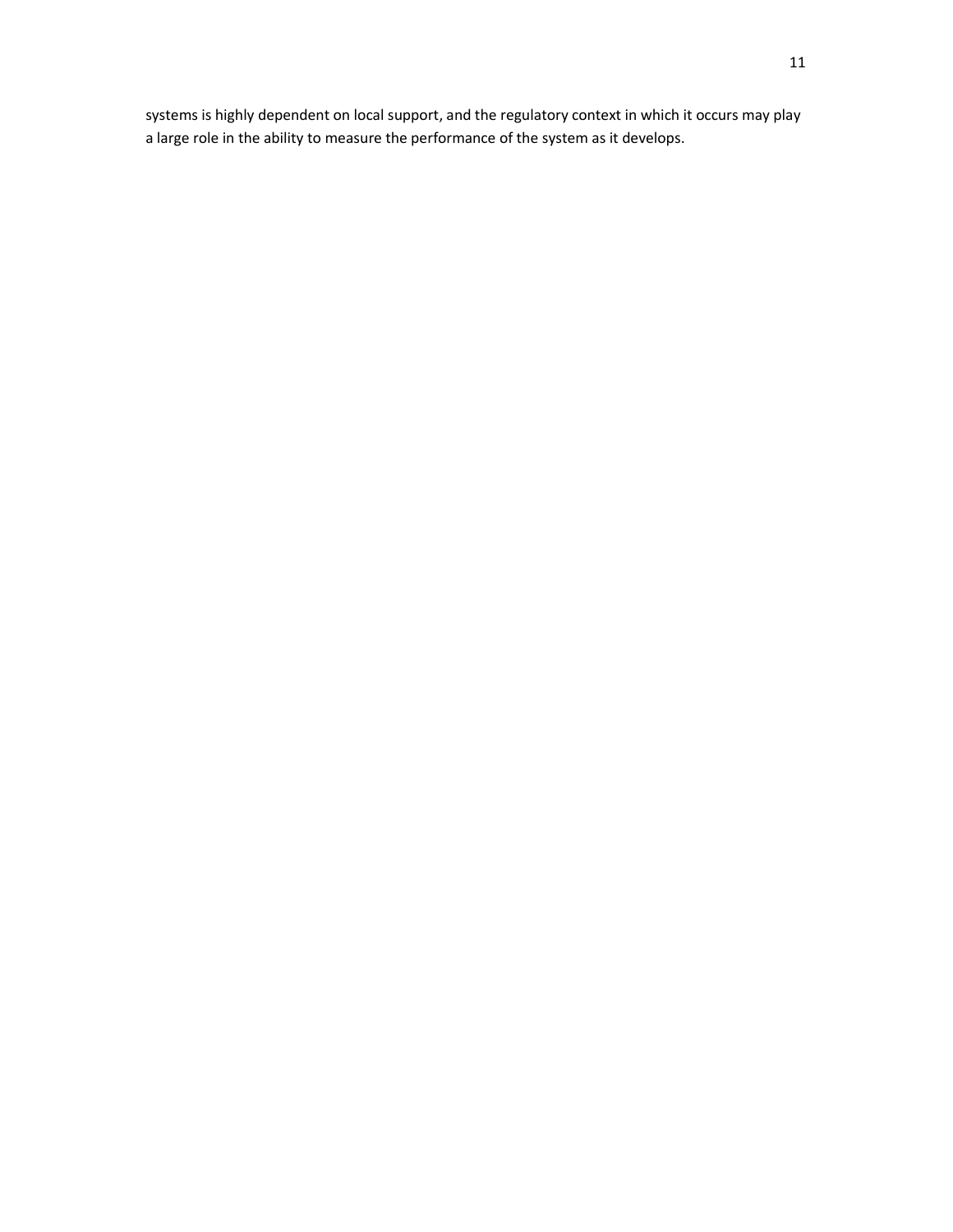systems is highly dependent on local support, and the regulatory context in which it occurs may play a large role in the ability to measure the performance of the system as it develops.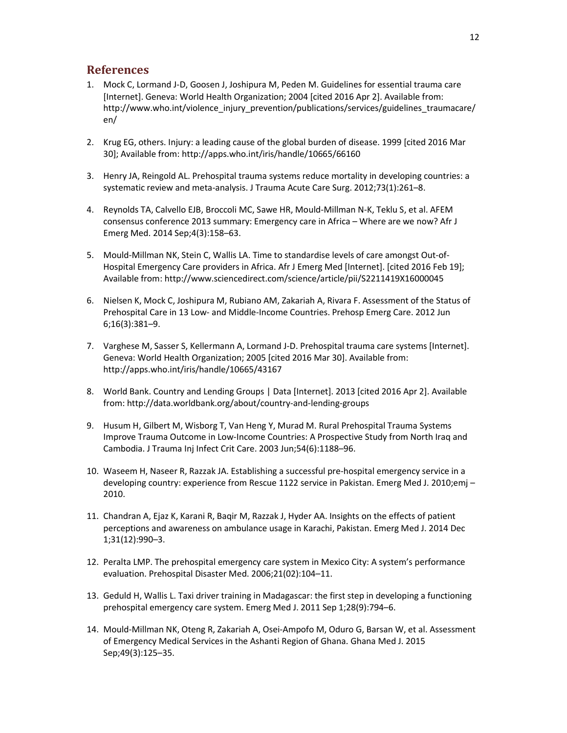## References

1. Mock C, Lormand J-D, Goosen J, Joshipura M, Peden M. Guidelines for essential trauma care [Internet]. Geneva: World Health Organization; 2004 [cited 2016 Apr 2]. Available from: http://www.who.int/violence_injury_prevention/publications/services/guidelines_traumacare/en/

2. Krug EG, others. Injury: a leading cause of the global burden of disease. 1999 [cited 2016 Mar 30]; Available from: http://apps.who.int/iris/handle/10665/66160

3. Henry JA, Reingold AL. Prehospital trauma systems reduce mortality in developing countries: a systematic review and meta-analysis. J Trauma Acute Care Surg. 2012;73(1):261–8.

4. Reynolds TA, Calvello EJB, Broccoli MC, Sawe HR, Mould-Millman N-K, Teklu S, et al. AFEM consensus conference 2013 summary: Emergency care in Africa – Where are we now? Afr J Emerg Med. 2014 Sep;4(3):158–63.

5. Mould-Millman NK, Stein C, Wallis LA. Time to standardise levels of care amongst Out-of-Hospital Emergency Care providers in Africa. Afr J Emerg Med [Internet]. [cited 2016 Feb 19]; Available from: http://www.sciencedirect.com/science/article/pii/S2211419X16000045

6. Nielsen K, Mock C, Joshipura M, Rubiano AM, Zakariah A, Rivara F. Assessment of the Status of Prehospital Care in 13 Low- and Middle-Income Countries. Prehosp Emerg Care. 2012 Jun 6;16(3):381–9.

7. Varghese M, Sasser S, Kellermann A, Lormand J-D. Prehospital trauma care systems [Internet]. Geneva: World Health Organization; 2005 [cited 2016 Mar 30]. Available from: http://apps.who.int/iris/handle/10665/43167

8. World Bank. Country and Lending Groups | Data [Internet]. 2013 [cited 2016 Apr 2]. Available from: http://data.worldbank.org/about/country-and-lending-groups

9. Husum H, Gilbert M, Wisborg T, Van Heng Y, Murad M. Rural Prehospital Trauma Systems Improve Trauma Outcome in Low-Income Countries: A Prospective Study from North Iraq and Cambodia. J Trauma Inj Infect Crit Care. 2003 Jun;54(6):1188–96.

10. Waseem H, Naseer R, Razzak JA. Establishing a successful pre-hospital emergency service in a developing country: experience from Rescue 1122 service in Pakistan. Emerg Med J. 2010;emj – 2010.

11. Chandran A, Ejaz K, Karani R, Baqir M, Razzak J, Hyder AA. Insights on the effects of patient perceptions and awareness on ambulance usage in Karachi, Pakistan. Emerg Med J. 2014 Dec 1;31(12):990–3.

12. Peralta LMP. The prehospital emergency care system in Mexico City: A system's performance evaluation. Prehospital Disaster Med. 2006;21(02):104–11.

13. Geduld H, Wallis L. Taxi driver training in Madagascar: the first step in developing a functioning prehospital emergency care system. Emerg Med J. 2011 Sep 1;28(9):794–6.

14. Mould-Millman NK, Oteng R, Zakariah A, Osei-Ampofo M, Oduro G, Barsan W, et al. Assessment of Emergency Medical Services in the Ashanti Region of Ghana. Ghana Med J. 2015 Sep;49(3):125–35.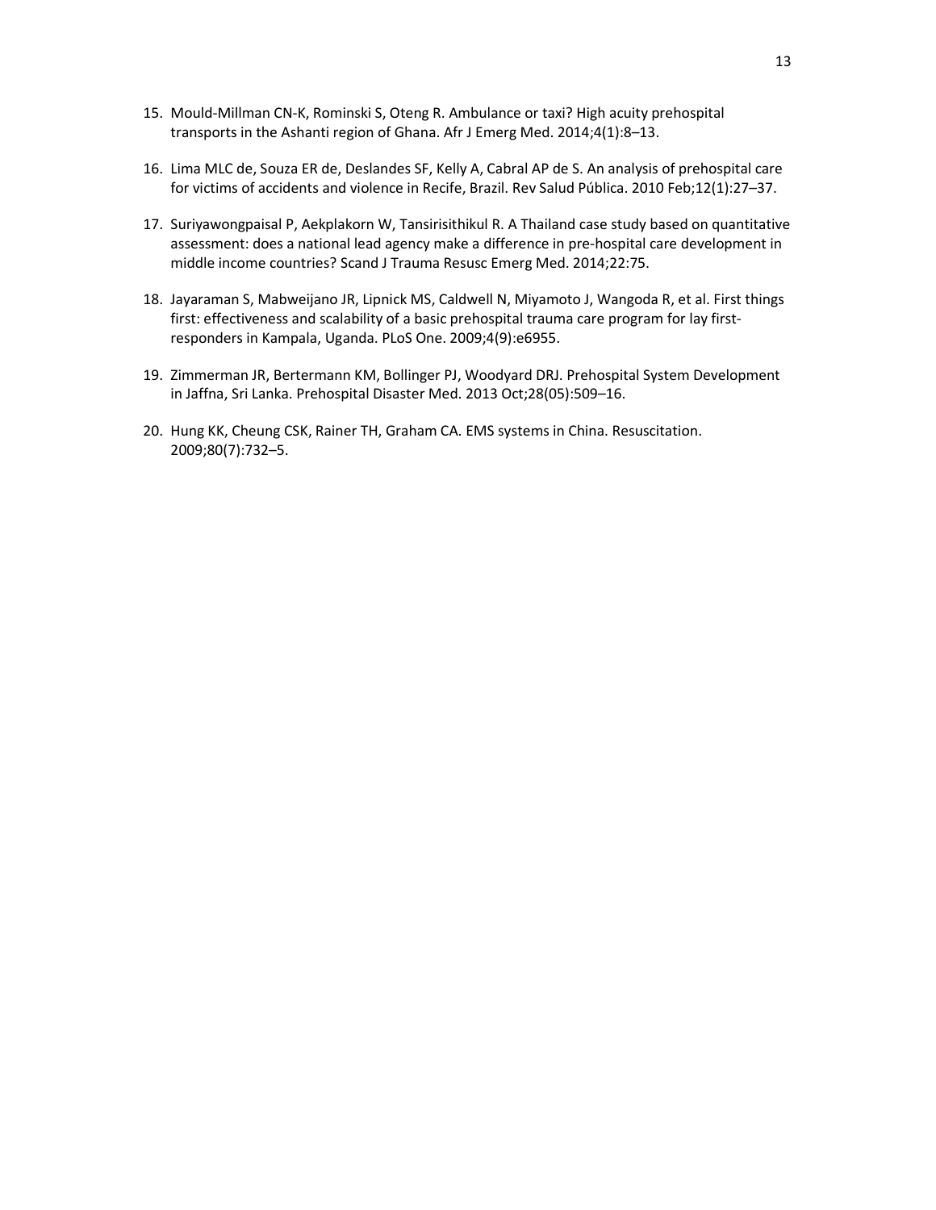15. Mould-Millman CN-K, Rominski S, Oteng R. Ambulance or taxi? High acuity prehospital transports in the Ashanti region of Ghana. Afr J Emerg Med. 2014;4(1):8–13.

16. Lima MLC de, Souza ER de, Deslandes SF, Kelly A, Cabral AP de S. An analysis of prehospital care for victims of accidents and violence in Recife, Brazil. Rev Salud Pública. 2010 Feb;12(1):27–37.

17. Suriyawongpaisal P, Aekplakorn W, Tansirisithikul R. A Thailand case study based on quantitative assessment: does a national lead agency make a difference in pre-hospital care development in middle income countries? Scand J Trauma Resusc Emerg Med. 2014;22:75.

18. Jayaraman S, Mabweijano JR, Lipnick MS, Caldwell N, Miyamoto J, Wangoda R, et al. First things first: effectiveness and scalability of a basic prehospital trauma care program for lay first-responders in Kampala, Uganda. PLoS One. 2009;4(9):e6955.

19. Zimmerman JR, Bertermann KM, Bollinger PJ, Woodyard DRJ. Prehospital System Development in Jaffna, Sri Lanka. Prehospital Disaster Med. 2013 Oct;28(05):509–16.

20. Hung KK, Cheung CSK, Rainer TH, Graham CA. EMS systems in China. Resuscitation. 2009;80(7):732–5.